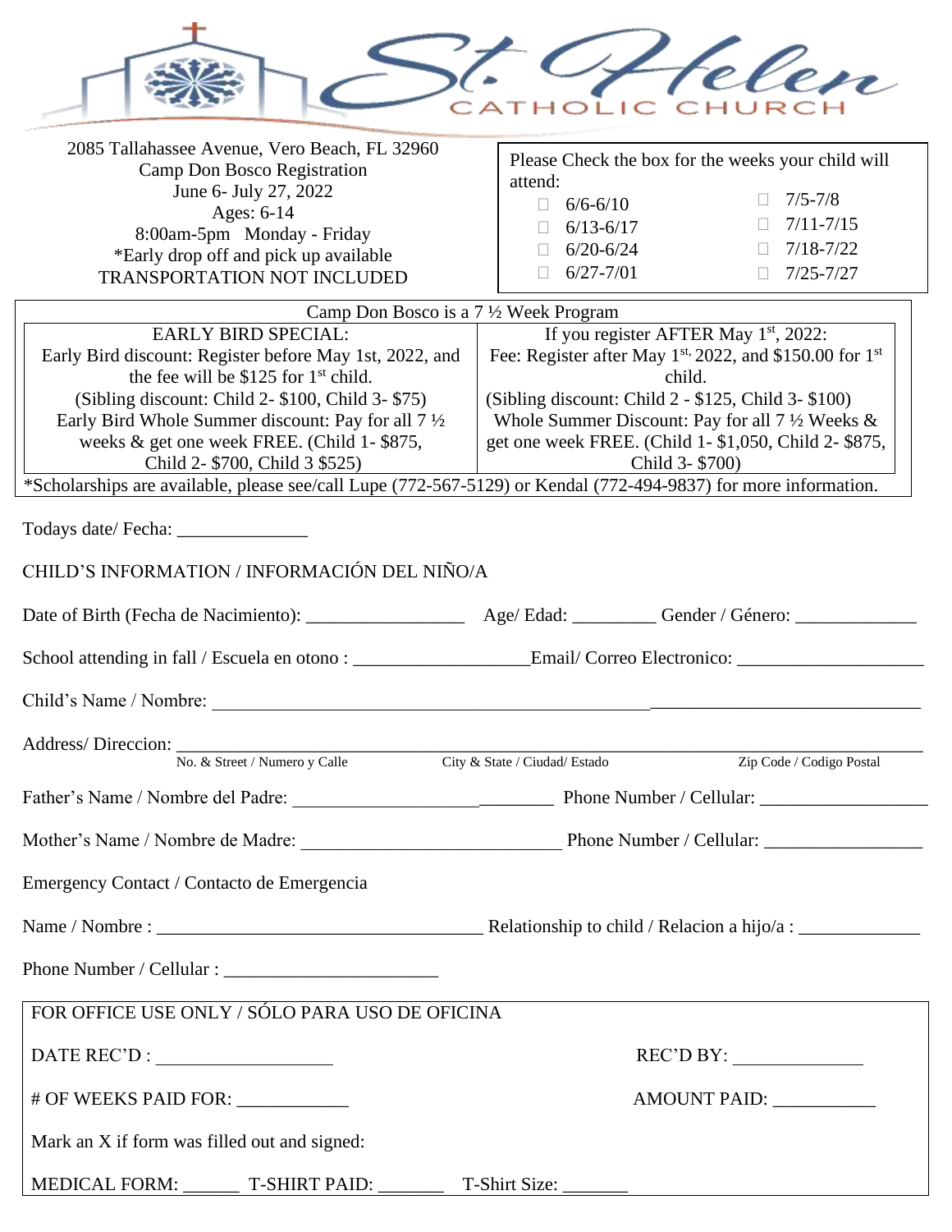# St. Helen CATHOLIC CHURCH

2085 Tallahassee Avenue, Vero Beach, FL 32960
Camp Don Bosco Registration
June 6- July 27, 2022
Ages: 6-14
8:00am-5pm Monday - Friday
*Early drop off and pick up available
TRANSPORTATION NOT INCLUDED

Please Check the box for the weeks your child will attend:

- ☐ 6/6-6/10
- ☐ 6/13-6/17
- ☐ 6/20-6/24
- ☐ 6/27-7/01
- ☐ 7/5-7/8
- ☐ 7/11-7/15
- ☐ 7/18-7/22
- ☐ 7/25-7/27

| Camp Don Bosco is a 7 ½ Week Program | |
|---|---|
| EARLY BIRD SPECIAL:<br>Early Bird discount: Register before May 1st, 2022, and the fee will be $125 for 1st child.<br>(Sibling discount: Child 2- $100, Child 3- $75)<br>Early Bird Whole Summer discount: Pay for all 7 ½ weeks & get one week FREE. (Child 1- $875, Child 2- $700, Child 3 $525) | If you register AFTER May 1st, 2022:<br>Fee: Register after May 1st, 2022, and $150.00 for 1st child.<br>(Sibling discount: Child 2 - $125, Child 3- $100)<br>Whole Summer Discount: Pay for all 7 ½ Weeks & get one week FREE. (Child 1- $1,050, Child 2- $875, Child 3- $700) |

*Scholarships are available, please see/call Lupe (772-567-5129) or Kendal (772-494-9837) for more information.

Todays date/ Fecha: ______________

CHILD'S INFORMATION / INFORMACIÓN DEL NIÑO/A

Date of Birth (Fecha de Nacimiento): _________________ Age/ Edad: _________ Gender / Género: _____________

School attending in fall / Escuela en otono : __________________Email/ Correo Electronico: ____________________

Child's Name / Nombre: ______________________________________________________________________________

Address/ Direccion: ______________________________________________________________________________
No. & Street / Numero y Calle — City & State / Ciudad/ Estado — Zip Code / Codigo Postal

Father's Name / Nombre del Padre: _____________________________ Phone Number / Cellular: _________________

Mother's Name / Nombre de Madre: ____________________________ Phone Number / Cellular: ________________

Emergency Contact / Contacto de Emergencia

Name / Nombre : ___________________________________ Relationship to child / Relacion a hijo/a : _____________

Phone Number / Cellular : _______________________

FOR OFFICE USE ONLY / SÓLO PARA USO DE OFICINA

DATE REC'D : ___________________ REC'D BY: ______________

# OF WEEKS PAID FOR: ____________ AMOUNT PAID: ___________

Mark an X if form was filled out and signed:

MEDICAL FORM: ______ T-SHIRT PAID: _______ T-Shirt Size: _______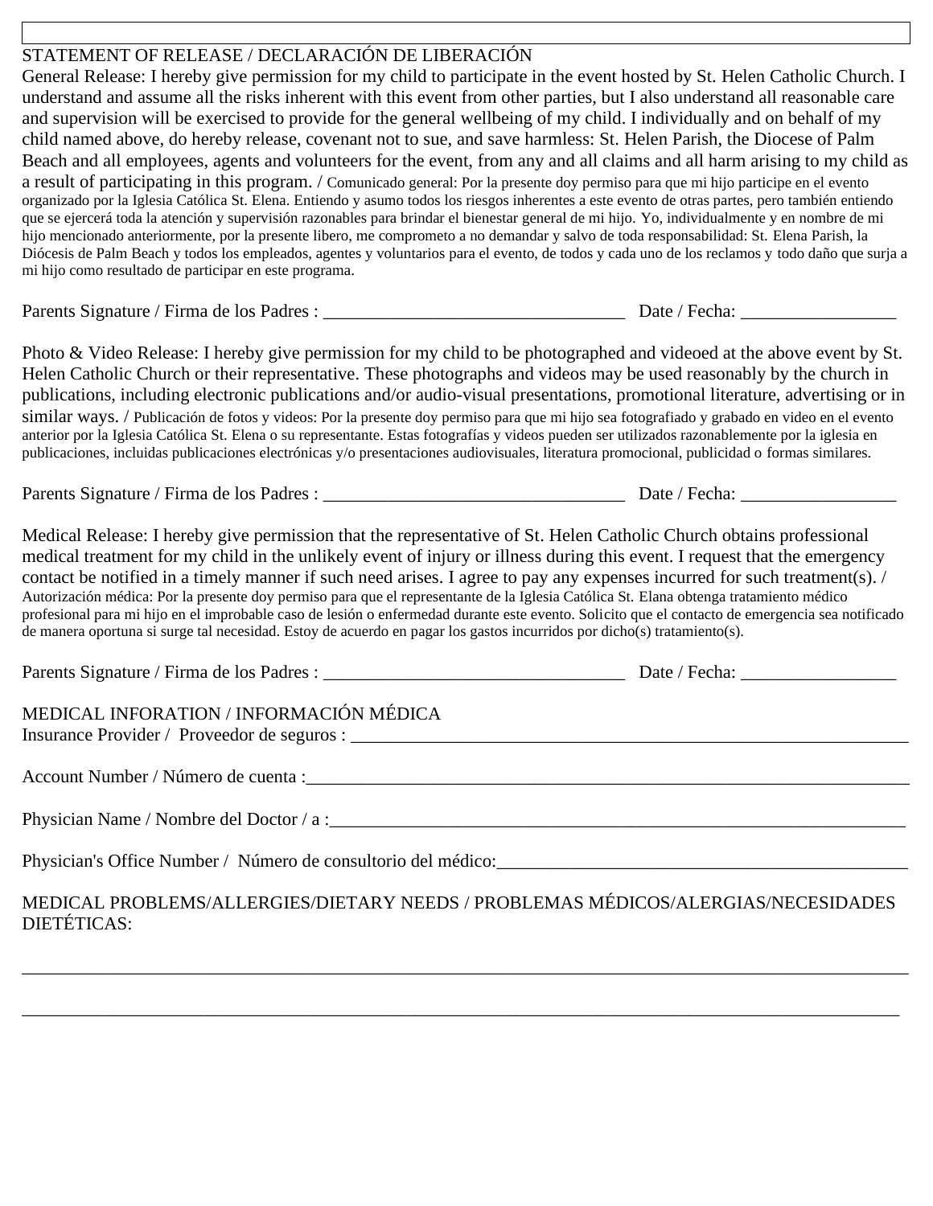STATEMENT OF RELEASE / DECLARACIÓN DE LIBERACIÓN

General Release: I hereby give permission for my child to participate in the event hosted by St. Helen Catholic Church. I understand and assume all the risks inherent with this event from other parties, but I also understand all reasonable care and supervision will be exercised to provide for the general wellbeing of my child. I individually and on behalf of my child named above, do hereby release, covenant not to sue, and save harmless: St. Helen Parish, the Diocese of Palm Beach and all employees, agents and volunteers for the event, from any and all claims and all harm arising to my child as a result of participating in this program. / Comunicado general: Por la presente doy permiso para que mi hijo participe en el evento organizado por la Iglesia Católica St. Elena. Entiendo y asumo todos los riesgos inherentes a este evento de otras partes, pero también entiendo que se ejercerá toda la atención y supervisión razonables para brindar el bienestar general de mi hijo. Yo, individualmente y en nombre de mi hijo mencionado anteriormente, por la presente libero, me comprometo a no demandar y salvo de toda responsabilidad: St. Elena Parish, la Diócesis de Palm Beach y todos los empleados, agentes y voluntarios para el evento, de todos y cada uno de los reclamos y todo daño que surja a mi hijo como resultado de participar en este programa.

Parents Signature / Firma de los Padres : _________________________________ Date / Fecha: _________________

Photo & Video Release: I hereby give permission for my child to be photographed and videoed at the above event by St. Helen Catholic Church or their representative. These photographs and videos may be used reasonably by the church in publications, including electronic publications and/or audio-visual presentations, promotional literature, advertising or in similar ways. / Publicación de fotos y videos: Por la presente doy permiso para que mi hijo sea fotografiado y grabado en video en el evento anterior por la Iglesia Católica St. Elena o su representante. Estas fotografías y videos pueden ser utilizados razonablemente por la iglesia en publicaciones, incluidas publicaciones electrónicas y/o presentaciones audiovisuales, literatura promocional, publicidad o formas similares.

Parents Signature / Firma de los Padres : _________________________________ Date / Fecha: _________________

Medical Release: I hereby give permission that the representative of St. Helen Catholic Church obtains professional medical treatment for my child in the unlikely event of injury or illness during this event. I request that the emergency contact be notified in a timely manner if such need arises. I agree to pay any expenses incurred for such treatment(s). / Autorización médica: Por la presente doy permiso para que el representante de la Iglesia Católica St. Elana obtenga tratamiento médico profesional para mi hijo en el improbable caso de lesión o enfermedad durante este evento. Solicito que el contacto de emergencia sea notificado de manera oportuna si surge tal necesidad. Estoy de acuerdo en pagar los gastos incurridos por dicho(s) tratamiento(s).

Parents Signature / Firma de los Padres : _________________________________ Date / Fecha: _________________

MEDICAL INFORATION / INFORMACIÓN MÉDICA

Insurance Provider / Proveedor de seguros : ____________________________________________________________

Account Number / Número de cuenta :_________________________________________________________________

Physician Name / Nombre del Doctor / a :______________________________________________________________

Physician's Office Number / Número de consultorio del médico:___________________________________________

MEDICAL PROBLEMS/ALLERGIES/DIETARY NEEDS / PROBLEMAS MÉDICOS/ALERGIAS/NECESIDADES DIETÉTICAS:

_____________________________________________________________________________________________

_____________________________________________________________________________________________